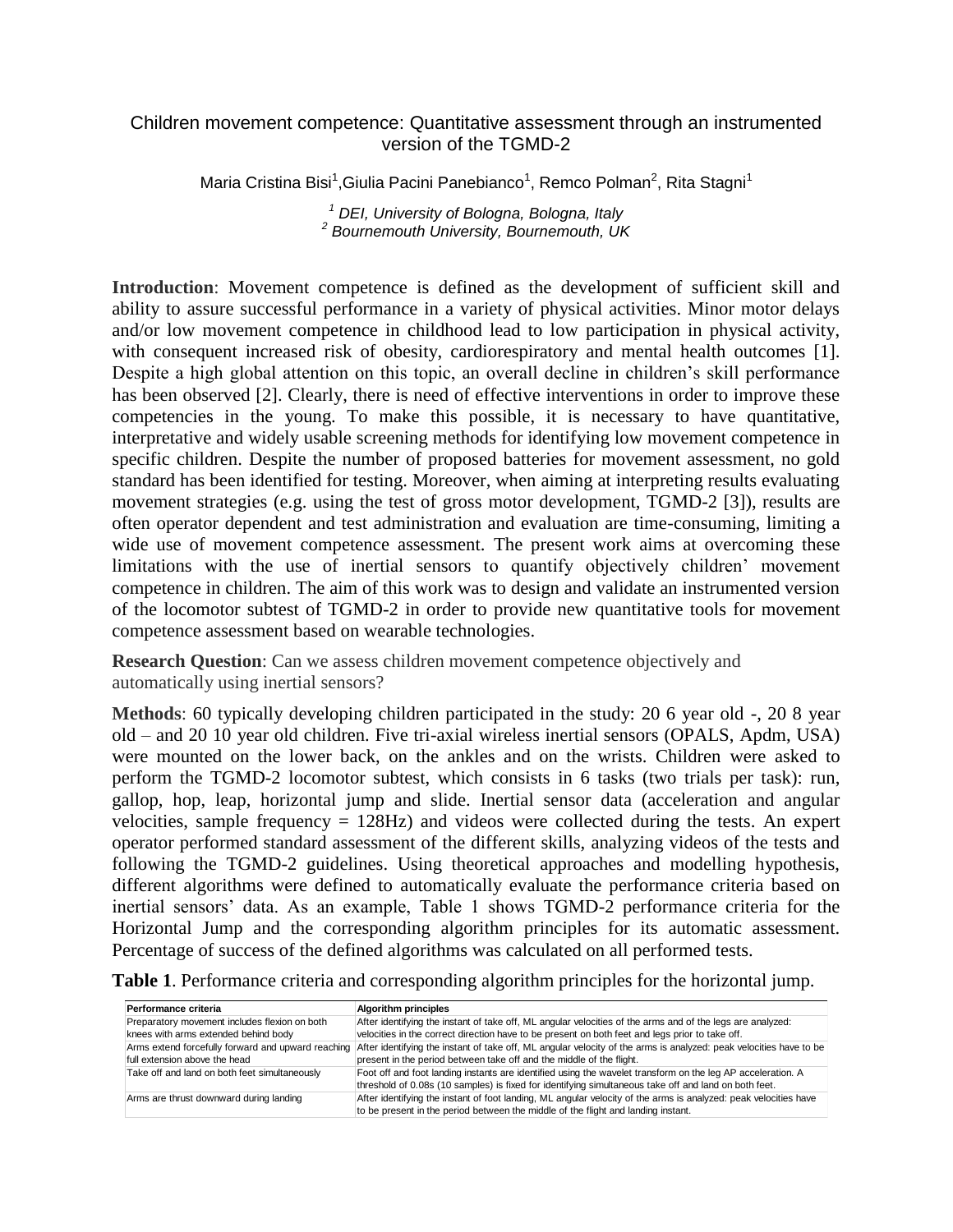# Children movement competence: Quantitative assessment through an instrumented version of the TGMD-2

Maria Cristina Bisi[1], Giulia Pacini Panebianco[1], Remco Polman[2], Rita Stagni[1]

[1] *DEI, University of Bologna, Bologna, Italy*
[2] *Bournemouth University, Bournemouth, UK*

**Introduction**: Movement competence is defined as the development of sufficient skill and ability to assure successful performance in a variety of physical activities. Minor motor delays and/or low movement competence in childhood lead to low participation in physical activity, with consequent increased risk of obesity, cardiorespiratory and mental health outcomes [1]. Despite a high global attention on this topic, an overall decline in children's skill performance has been observed [2]. Clearly, there is need of effective interventions in order to improve these competencies in the young. To make this possible, it is necessary to have quantitative, interpretative and widely usable screening methods for identifying low movement competence in specific children. Despite the number of proposed batteries for movement assessment, no gold standard has been identified for testing. Moreover, when aiming at interpreting results evaluating movement strategies (e.g. using the test of gross motor development, TGMD-2 [3]), results are often operator dependent and test administration and evaluation are time-consuming, limiting a wide use of movement competence assessment. The present work aims at overcoming these limitations with the use of inertial sensors to quantify objectively children' movement competence in children. The aim of this work was to design and validate an instrumented version of the locomotor subtest of TGMD-2 in order to provide new quantitative tools for movement competence assessment based on wearable technologies.

**Research Question**: Can we assess children movement competence objectively and automatically using inertial sensors?

**Methods**: 60 typically developing children participated in the study: 20 6 year old -, 20 8 year old – and 20 10 year old children. Five tri-axial wireless inertial sensors (OPALS, Apdm, USA) were mounted on the lower back, on the ankles and on the wrists. Children were asked to perform the TGMD-2 locomotor subtest, which consists in 6 tasks (two trials per task): run, gallop, hop, leap, horizontal jump and slide. Inertial sensor data (acceleration and angular velocities, sample frequency = 128Hz) and videos were collected during the tests. An expert operator performed standard assessment of the different skills, analyzing videos of the tests and following the TGMD-2 guidelines. Using theoretical approaches and modelling hypothesis, different algorithms were defined to automatically evaluate the performance criteria based on inertial sensors' data. As an example, Table 1 shows TGMD-2 performance criteria for the Horizontal Jump and the corresponding algorithm principles for its automatic assessment. Percentage of success of the defined algorithms was calculated on all performed tests.

**Table 1**. Performance criteria and corresponding algorithm principles for the horizontal jump.

| Performance criteria | Algorithm principles |
|---|---|
| Preparatory movement includes flexion on both knees with arms extended behind body | After identifying the instant of take off, ML angular velocities of the arms and of the legs are analyzed: velocities in the correct direction have to be present on both feet and legs prior to take off. |
| Arms extend forcefully forward and upward reaching full extension above the head | After identifying the instant of take off, ML angular velocity of the arms is analyzed: peak velocities have to be present in the period between take off and the middle of the flight. |
| Take off and land on both feet simultaneously | Foot off and foot landing instants are identified using the wavelet transform on the leg AP acceleration. A threshold of 0.08s (10 samples) is fixed for identifying simultaneous take off and land on both feet. |
| Arms are thrust downward during landing | After identifying the instant of foot landing, ML angular velocity of the arms is analyzed: peak velocities have to be present in the period between the middle of the flight and landing instant. |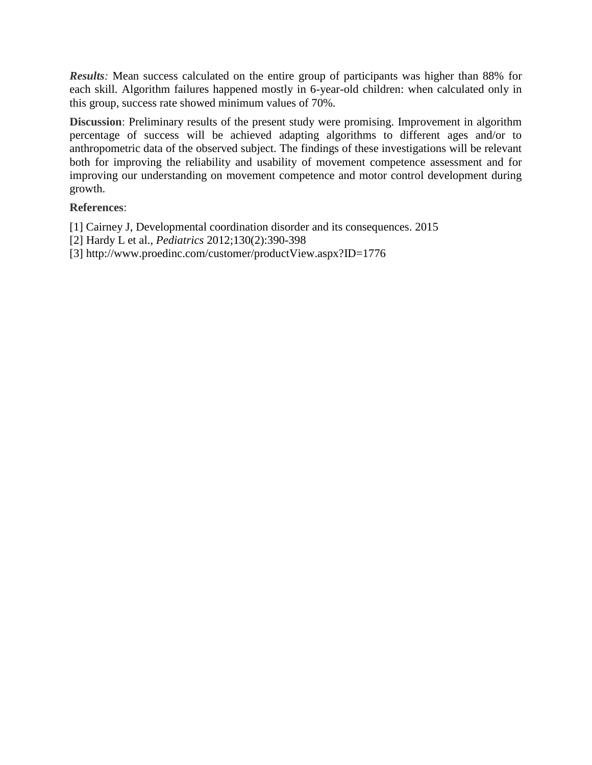***Results**:* Mean success calculated on the entire group of participants was higher than 88% for each skill. Algorithm failures happened mostly in 6-year-old children: when calculated only in this group, success rate showed minimum values of 70%.

**Discussion**: Preliminary results of the present study were promising. Improvement in algorithm percentage of success will be achieved adapting algorithms to different ages and/or to anthropometric data of the observed subject. The findings of these investigations will be relevant both for improving the reliability and usability of movement competence assessment and for improving our understanding on movement competence and motor control development during growth.

**References**:

[1] Cairney J, Developmental coordination disorder and its consequences. 2015
[2] Hardy L et al., *Pediatrics* 2012;130(2):390-398
[3] http://www.proedinc.com/customer/productView.aspx?ID=1776